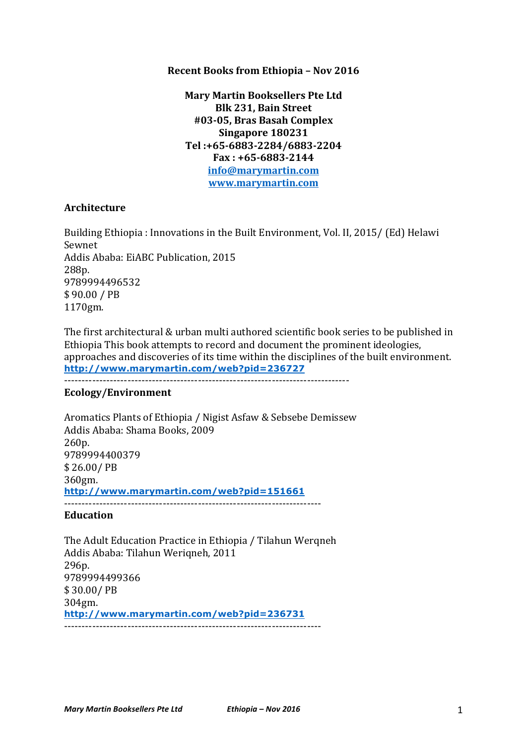**Recent Books from Ethiopia – Nov 2016**

**Mary Martin Booksellers Pte Ltd**
**Blk 231, Bain Street**
**#03-05, Bras Basah Complex**
**Singapore 180231**
**Tel :+65-6883-2284/6883-2204**
**Fax : +65-6883-2144**
**[info@marymartin.com](mailto:info@marymartin.com)**
**[www.marymartin.com](http://www.marymartin.com)**

## Architecture

Building Ethiopia : Innovations in the Built Environment, Vol. II, 2015/ (Ed) Helawi Sewnet
Addis Ababa: EiABC Publication, 2015
288p.
9789994496532
$ 90.00 / PB
1170gm.

The first architectural & urban multi authored scientific book series to be published in Ethiopia This book attempts to record and document the prominent ideologies, approaches and discoveries of its time within the disciplines of the built environment.
**http://www.marymartin.com/web?pid=236727**

---

## Ecology/Environment

Aromatics Plants of Ethiopia / Nigist Asfaw & Sebsebe Demissew
Addis Ababa: Shama Books, 2009
260p.
9789994400379
$ 26.00/ PB
360gm.
**http://www.marymartin.com/web?pid=151661**

---

## Education

The Adult Education Practice in Ethiopia / Tilahun Werqneh
Addis Ababa: Tilahun Weriqneh, 2011
296p.
9789994499366
$ 30.00/ PB
304gm.
**http://www.marymartin.com/web?pid=236731**

---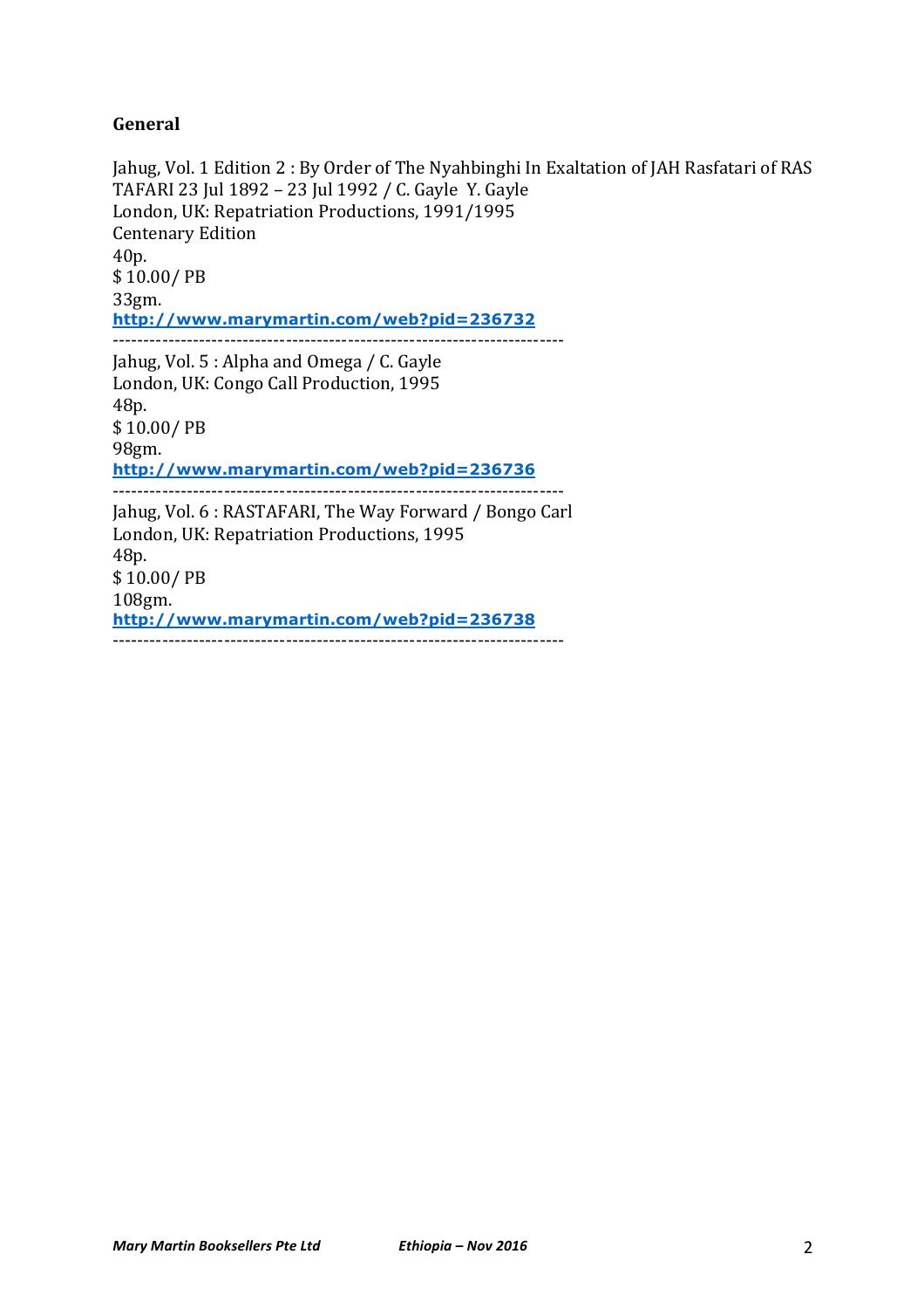**General**

Jahug, Vol. 1 Edition 2 : By Order of The Nyahbinghi In Exaltation of JAH Rasfatari of RAS TAFARI 23 Jul 1892 – 23 Jul 1992 / C. Gayle Y. Gayle
London, UK: Repatriation Productions, 1991/1995
Centenary Edition
40p.
$ 10.00/ PB
33gm.
**http://www.marymartin.com/web?pid=236732**

------------------------------------------------------------------------

Jahug, Vol. 5 : Alpha and Omega / C. Gayle
London, UK: Congo Call Production, 1995
48p.
$ 10.00/ PB
98gm.
**http://www.marymartin.com/web?pid=236736**

------------------------------------------------------------------------

Jahug, Vol. 6 : RASTAFARI, The Way Forward / Bongo Carl
London, UK: Repatriation Productions, 1995
48p.
$ 10.00/ PB
108gm.
**http://www.marymartin.com/web?pid=236738**

------------------------------------------------------------------------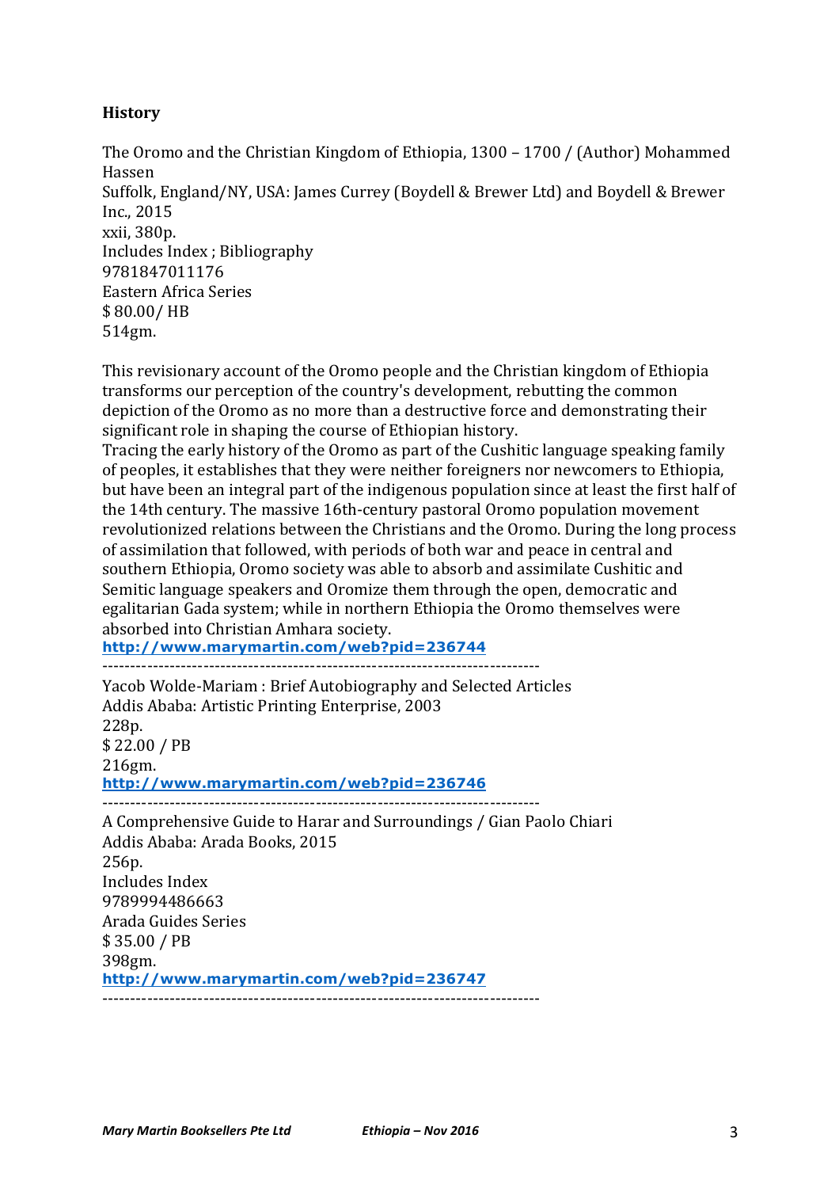**History**

The Oromo and the Christian Kingdom of Ethiopia, 1300 – 1700 / (Author) Mohammed Hassen
Suffolk, England/NY, USA: James Currey (Boydell & Brewer Ltd) and Boydell & Brewer Inc., 2015
xxii, 380p.
Includes Index ; Bibliography
9781847011176
Eastern Africa Series
$ 80.00/ HB
514gm.

This revisionary account of the Oromo people and the Christian kingdom of Ethiopia transforms our perception of the country's development, rebutting the common depiction of the Oromo as no more than a destructive force and demonstrating their significant role in shaping the course of Ethiopian history.
Tracing the early history of the Oromo as part of the Cushitic language speaking family of peoples, it establishes that they were neither foreigners nor newcomers to Ethiopia, but have been an integral part of the indigenous population since at least the first half of the 14th century. The massive 16th-century pastoral Oromo population movement revolutionized relations between the Christians and the Oromo. During the long process of assimilation that followed, with periods of both war and peace in central and southern Ethiopia, Oromo society was able to absorb and assimilate Cushitic and Semitic language speakers and Oromize them through the open, democratic and egalitarian Gada system; while in northern Ethiopia the Oromo themselves were absorbed into Christian Amhara society.
**http://www.marymartin.com/web?pid=236744**

-------------------------------------------------------------------------------

Yacob Wolde-Mariam : Brief Autobiography and Selected Articles
Addis Ababa: Artistic Printing Enterprise, 2003
228p.
$ 22.00 / PB
216gm.
**http://www.marymartin.com/web?pid=236746**

-------------------------------------------------------------------------------

A Comprehensive Guide to Harar and Surroundings / Gian Paolo Chiari
Addis Ababa: Arada Books, 2015
256p.
Includes Index
9789994486663
Arada Guides Series
$ 35.00 / PB
398gm.
**http://www.marymartin.com/web?pid=236747**

-------------------------------------------------------------------------------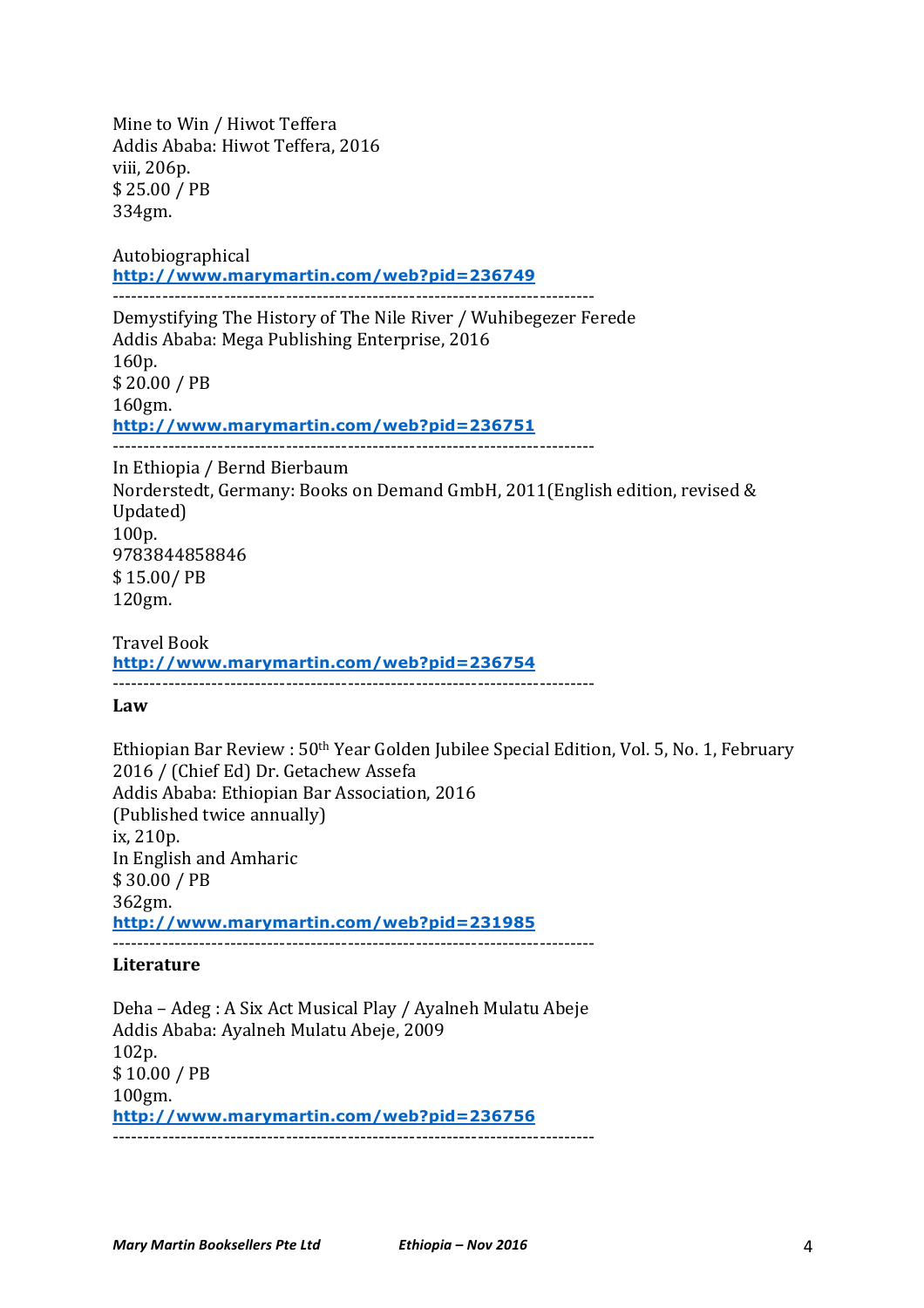Mine to Win / Hiwot Teffera
Addis Ababa: Hiwot Teffera, 2016
viii, 206p.
$ 25.00 / PB
334gm.

Autobiographical
**http://www.marymartin.com/web?pid=236749**

-------------------------------------------------------------------------------

Demystifying The History of The Nile River / Wuhibegezer Ferede
Addis Ababa: Mega Publishing Enterprise, 2016
160p.
$ 20.00 / PB
160gm.
**http://www.marymartin.com/web?pid=236751**

-------------------------------------------------------------------------------

In Ethiopia / Bernd Bierbaum
Norderstedt, Germany: Books on Demand GmbH, 2011(English edition, revised & Updated)
100p.
9783844858846
$ 15.00/ PB
120gm.

Travel Book
**http://www.marymartin.com/web?pid=236754**

-------------------------------------------------------------------------------

**Law**

Ethiopian Bar Review : 50th Year Golden Jubilee Special Edition, Vol. 5, No. 1, February 2016 / (Chief Ed) Dr. Getachew Assefa
Addis Ababa: Ethiopian Bar Association, 2016
(Published twice annually)
ix, 210p.
In English and Amharic
$ 30.00 / PB
362gm.
**http://www.marymartin.com/web?pid=231985**

-------------------------------------------------------------------------------

**Literature**

Deha – Adeg : A Six Act Musical Play / Ayalneh Mulatu Abeje
Addis Ababa: Ayalneh Mulatu Abeje, 2009
102p.
$ 10.00 / PB
100gm.
**http://www.marymartin.com/web?pid=236756**

-------------------------------------------------------------------------------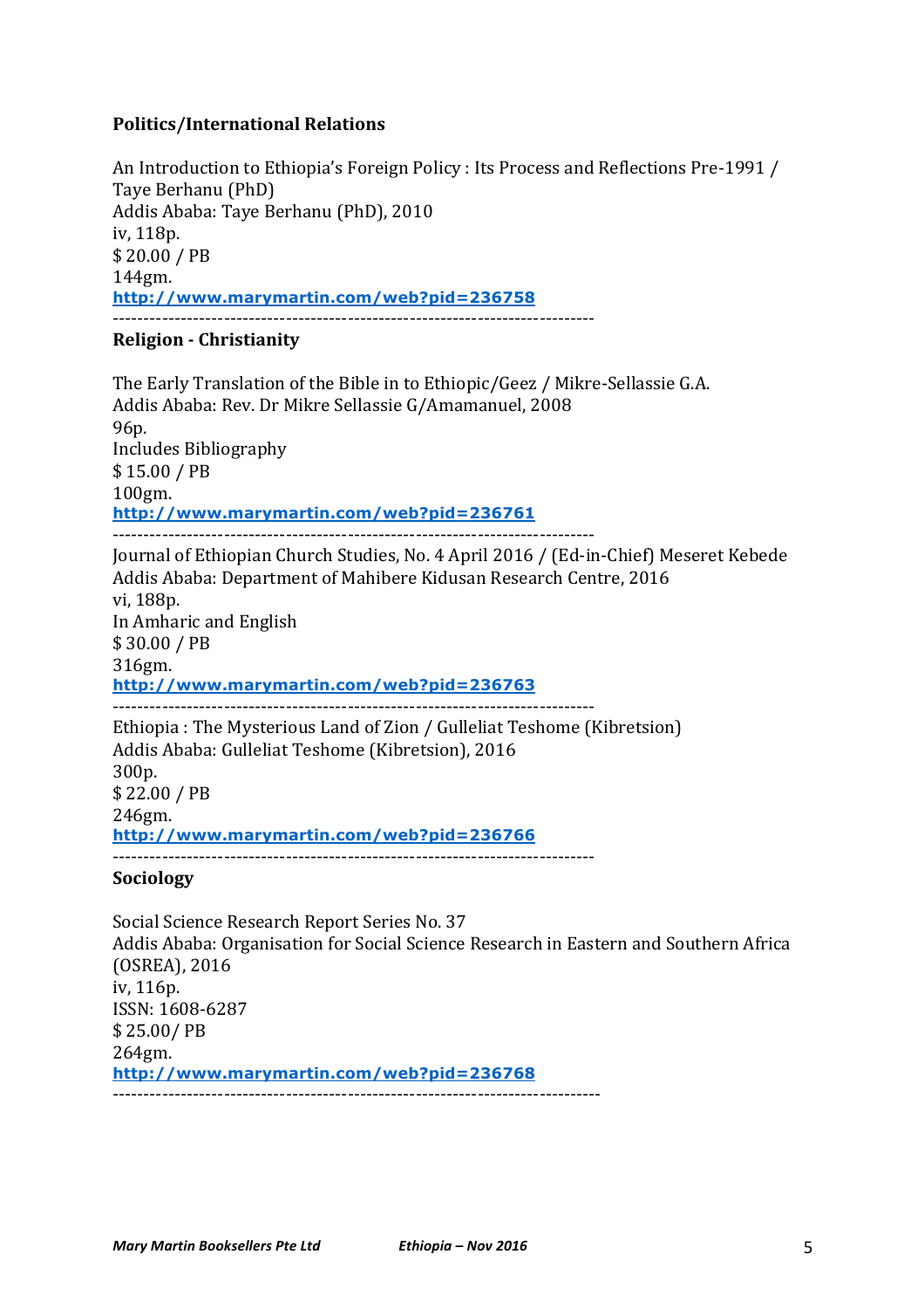**Politics/International Relations**

An Introduction to Ethiopia's Foreign Policy : Its Process and Reflections Pre-1991 / Taye Berhanu (PhD)
Addis Ababa: Taye Berhanu (PhD), 2010
iv, 118p.
$ 20.00 / PB
144gm.
[http://www.marymartin.com/web?pid=236758](http://www.marymartin.com/web?pid=236758)

------------------------------------------------------------------------------

**Religion - Christianity**

The Early Translation of the Bible in to Ethiopic/Geez / Mikre-Sellassie G.A.
Addis Ababa: Rev. Dr Mikre Sellassie G/Amamanuel, 2008
96p.
Includes Bibliography
$ 15.00 / PB
100gm.
[http://www.marymartin.com/web?pid=236761](http://www.marymartin.com/web?pid=236761)

------------------------------------------------------------------------------

Journal of Ethiopian Church Studies, No. 4 April 2016 / (Ed-in-Chief) Meseret Kebede
Addis Ababa: Department of Mahibere Kidusan Research Centre, 2016
vi, 188p.
In Amharic and English
$ 30.00 / PB
316gm.
[http://www.marymartin.com/web?pid=236763](http://www.marymartin.com/web?pid=236763)

------------------------------------------------------------------------------

Ethiopia : The Mysterious Land of Zion / Gulleliat Teshome (Kibretsion)
Addis Ababa: Gulleliat Teshome (Kibretsion), 2016
300p.
$ 22.00 / PB
246gm.
[http://www.marymartin.com/web?pid=236766](http://www.marymartin.com/web?pid=236766)

------------------------------------------------------------------------------

**Sociology**

Social Science Research Report Series No. 37
Addis Ababa: Organisation for Social Science Research in Eastern and Southern Africa (OSREA), 2016
iv, 116p.
ISSN: 1608-6287
$ 25.00/ PB
264gm.
[http://www.marymartin.com/web?pid=236768](http://www.marymartin.com/web?pid=236768)

------------------------------------------------------------------------------